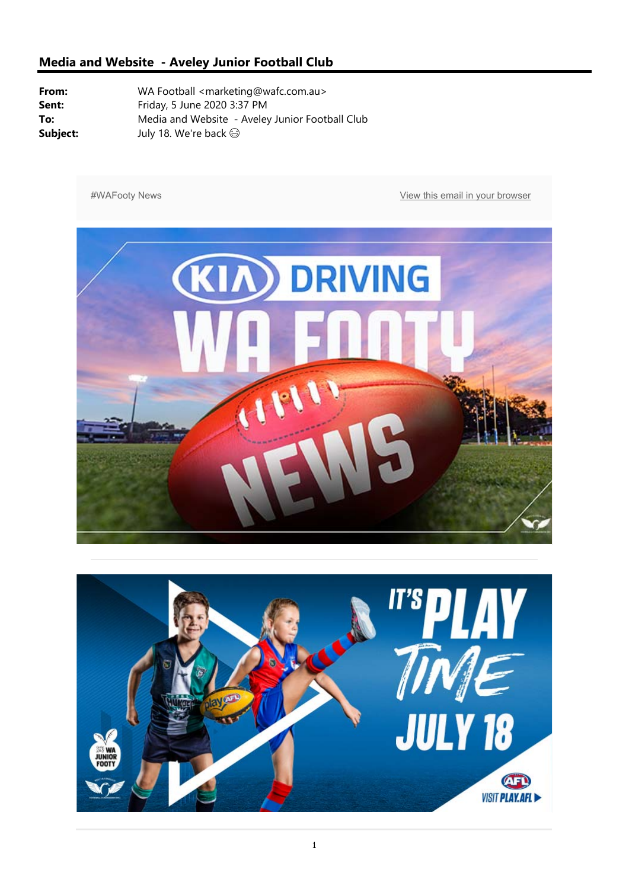## Media and Website - Aveley Junior Football Club

**From:** WA Football <marketing@wafc.com.au>
**Sent:** Friday, 5 June 2020 3:37 PM
**To:** Media and Website - Aveley Junior Football Club
**Subject:** July 18. We're back 😊

#WAFooty News

View this email in your browser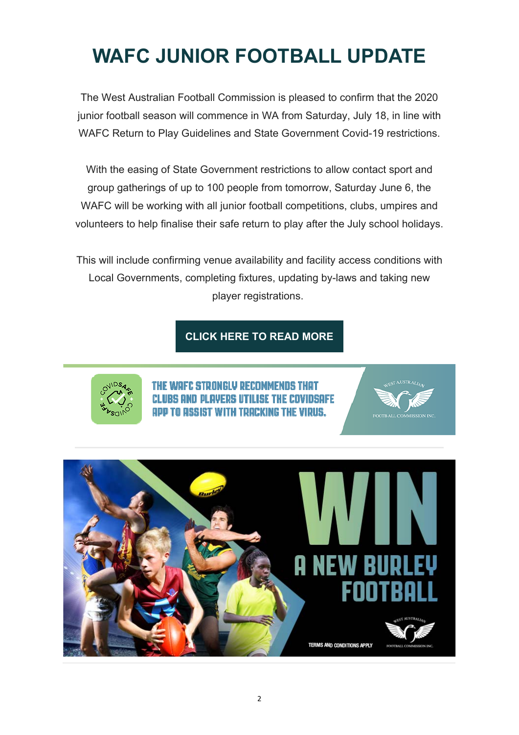# WAFC JUNIOR FOOTBALL UPDATE

The West Australian Football Commission is pleased to confirm that the 2020 junior football season will commence in WA from Saturday, July 18, in line with WAFC Return to Play Guidelines and State Government Covid-19 restrictions.

With the easing of State Government restrictions to allow contact sport and group gatherings of up to 100 people from tomorrow, Saturday June 6, the WAFC will be working with all junior football competitions, clubs, umpires and volunteers to help finalise their safe return to play after the July school holidays.

This will include confirming venue availability and facility access conditions with Local Governments, completing fixtures, updating by-laws and taking new player registrations.

**CLICK HERE TO READ MORE**

THE WAFC STRONGLY RECOMMENDS THAT CLUBS AND PLAYERS UTILISE THE COVIDSAFE APP TO ASSIST WITH TRACKING THE VIRUS.

WIN A NEW BURLEY FOOTBALL

TERMS AND CONDITIONS APPLY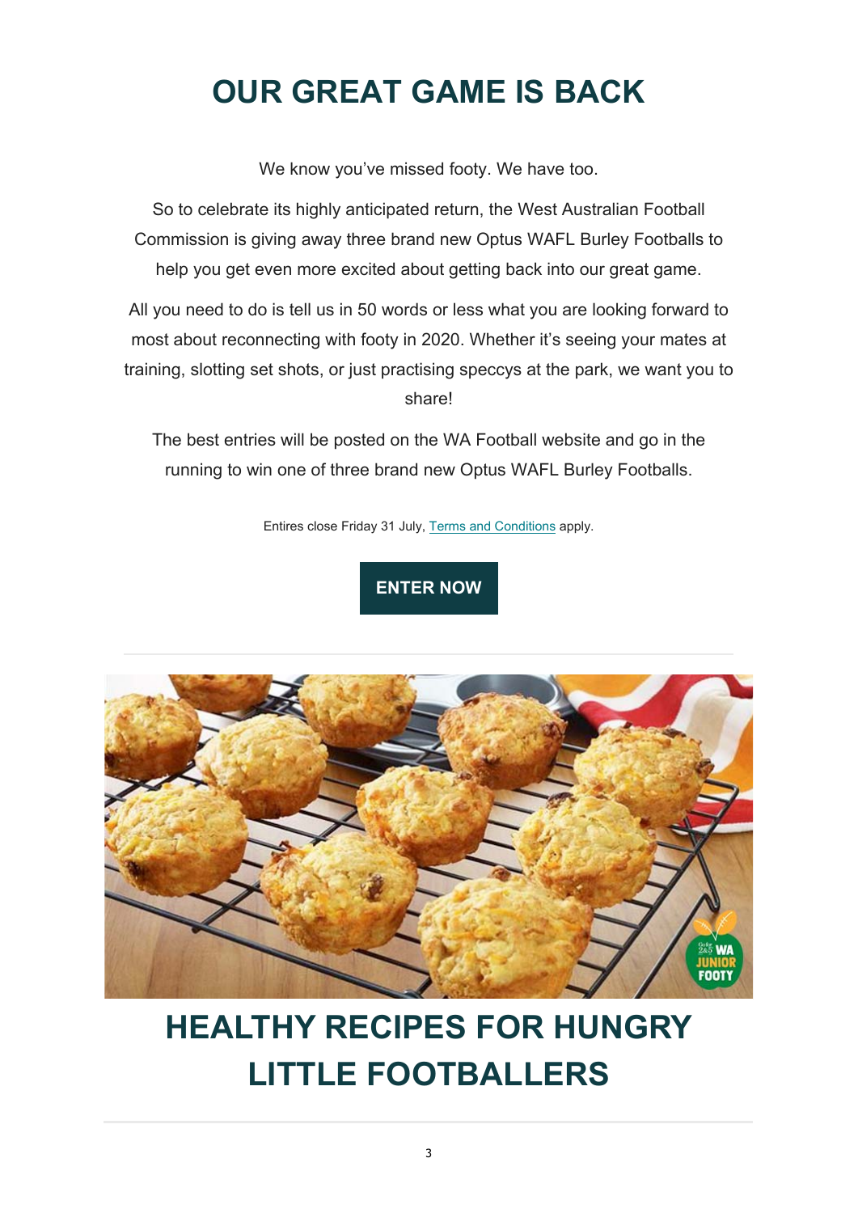# OUR GREAT GAME IS BACK

We know you've missed footy. We have too.

So to celebrate its highly anticipated return, the West Australian Football Commission is giving away three brand new Optus WAFL Burley Footballs to help you get even more excited about getting back into our great game.

All you need to do is tell us in 50 words or less what you are looking forward to most about reconnecting with footy in 2020. Whether it's seeing your mates at training, slotting set shots, or just practising speccys at the park, we want you to share!

The best entries will be posted on the WA Football website and go in the running to win one of three brand new Optus WAFL Burley Footballs.

Entires close Friday 31 July, Terms and Conditions apply.

**ENTER NOW**

---

# HEALTHY RECIPES FOR HUNGRY LITTLE FOOTBALLERS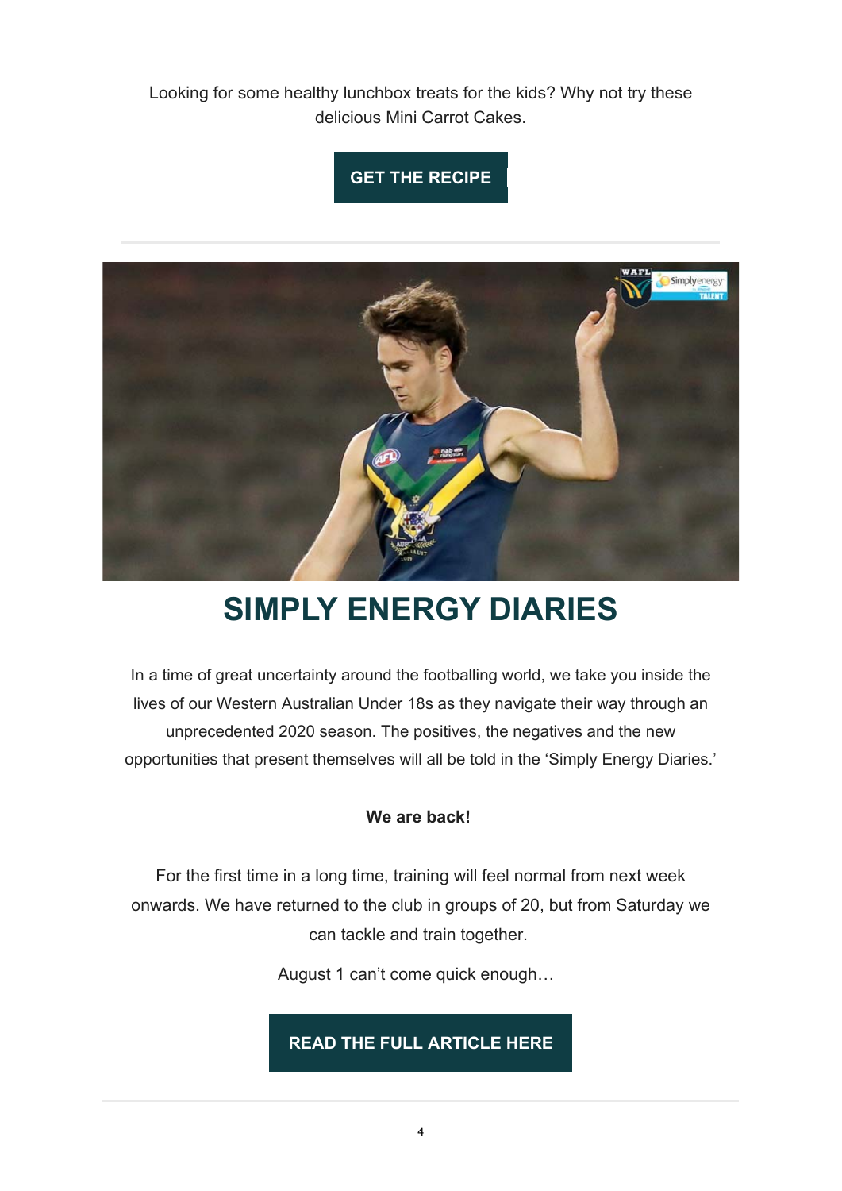Looking for some healthy lunchbox treats for the kids? Why not try these delicious Mini Carrot Cakes.

**GET THE RECIPE**

# SIMPLY ENERGY DIARIES

In a time of great uncertainty around the footballing world, we take you inside the lives of our Western Australian Under 18s as they navigate their way through an unprecedented 2020 season. The positives, the negatives and the new opportunities that present themselves will all be told in the 'Simply Energy Diaries.'

**We are back!**

For the first time in a long time, training will feel normal from next week onwards. We have returned to the club in groups of 20, but from Saturday we can tackle and train together.

August 1 can't come quick enough…

**READ THE FULL ARTICLE HERE**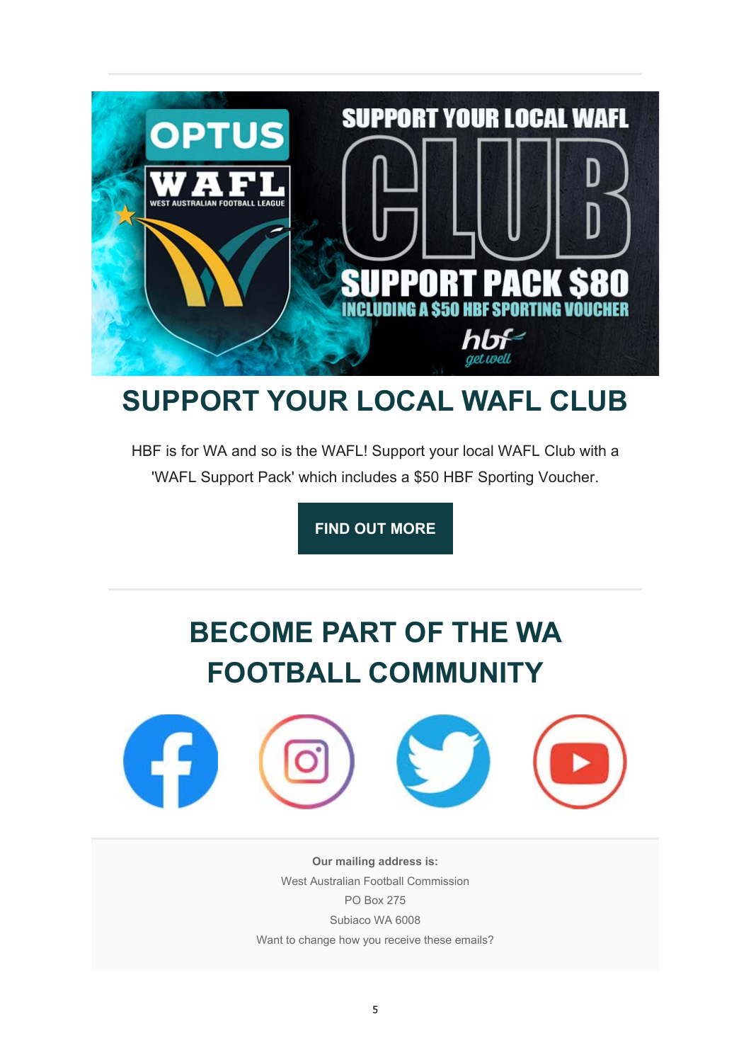## SUPPORT YOUR LOCAL WAFL CLUB

HBF is for WA and so is the WAFL! Support your local WAFL Club with a 'WAFL Support Pack' which includes a $50 HBF Sporting Voucher.

**FIND OUT MORE**

## BECOME PART OF THE WA FOOTBALL COMMUNITY

**Our mailing address is:**
West Australian Football Commission
PO Box 275
Subiaco WA 6008

Want to change how you receive these emails?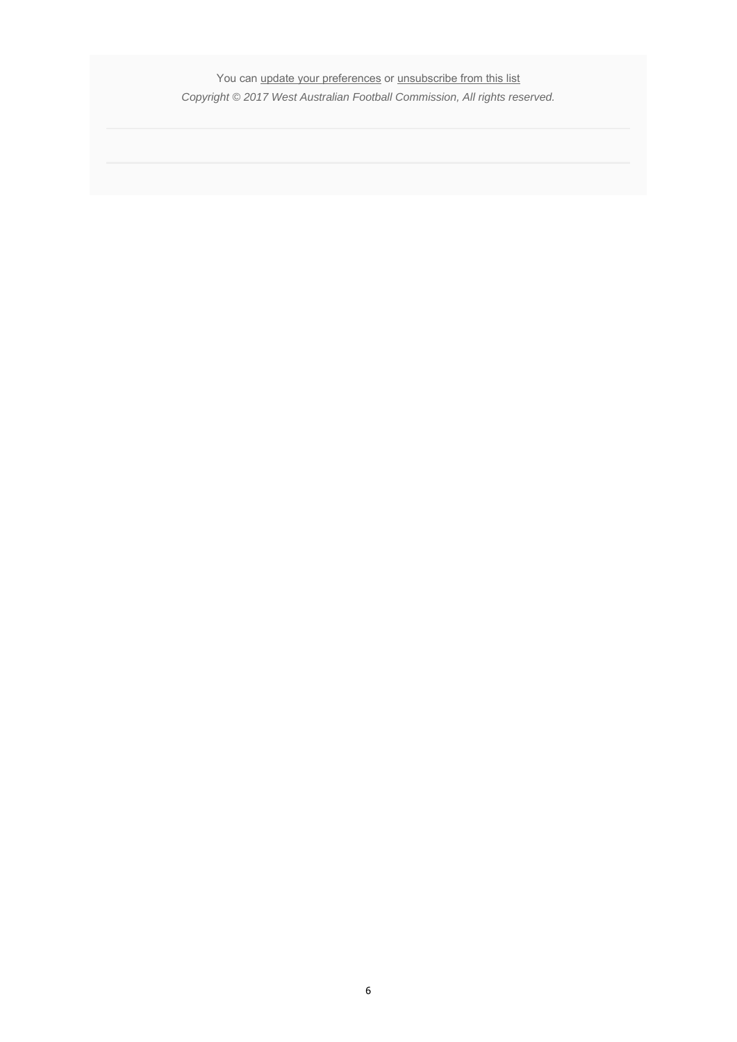You can update your preferences or unsubscribe from this list

*Copyright © 2017 West Australian Football Commission, All rights reserved.*